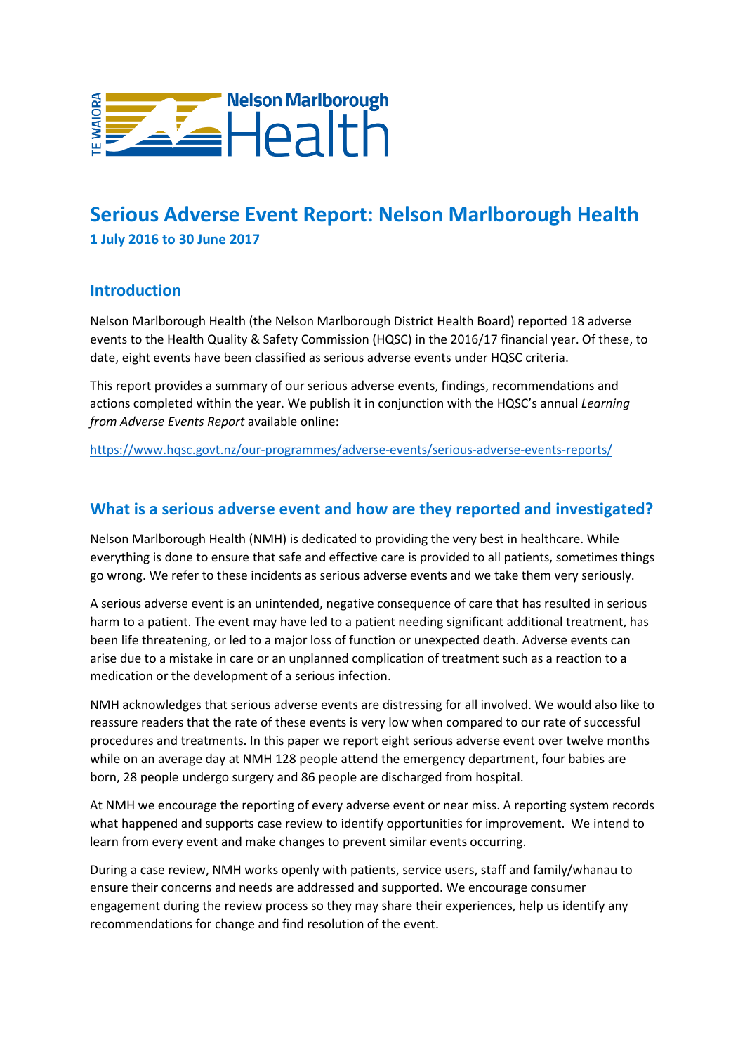# Serious Adverse Event Report: Nelson Marlborough Health

**1 July 2016 to 30 June 2017**

## Introduction

Nelson Marlborough Health (the Nelson Marlborough District Health Board) reported 18 adverse events to the Health Quality & Safety Commission (HQSC) in the 2016/17 financial year. Of these, to date, eight events have been classified as serious adverse events under HQSC criteria.

This report provides a summary of our serious adverse events, findings, recommendations and actions completed within the year. We publish it in conjunction with the HQSC's annual *Learning from Adverse Events Report* available online:

https://www.hqsc.govt.nz/our-programmes/adverse-events/serious-adverse-events-reports/

## What is a serious adverse event and how are they reported and investigated?

Nelson Marlborough Health (NMH) is dedicated to providing the very best in healthcare. While everything is done to ensure that safe and effective care is provided to all patients, sometimes things go wrong. We refer to these incidents as serious adverse events and we take them very seriously.

A serious adverse event is an unintended, negative consequence of care that has resulted in serious harm to a patient. The event may have led to a patient needing significant additional treatment, has been life threatening, or led to a major loss of function or unexpected death. Adverse events can arise due to a mistake in care or an unplanned complication of treatment such as a reaction to a medication or the development of a serious infection.

NMH acknowledges that serious adverse events are distressing for all involved. We would also like to reassure readers that the rate of these events is very low when compared to our rate of successful procedures and treatments. In this paper we report eight serious adverse event over twelve months while on an average day at NMH 128 people attend the emergency department, four babies are born, 28 people undergo surgery and 86 people are discharged from hospital.

At NMH we encourage the reporting of every adverse event or near miss. A reporting system records what happened and supports case review to identify opportunities for improvement. We intend to learn from every event and make changes to prevent similar events occurring.

During a case review, NMH works openly with patients, service users, staff and family/whanau to ensure their concerns and needs are addressed and supported. We encourage consumer engagement during the review process so they may share their experiences, help us identify any recommendations for change and find resolution of the event.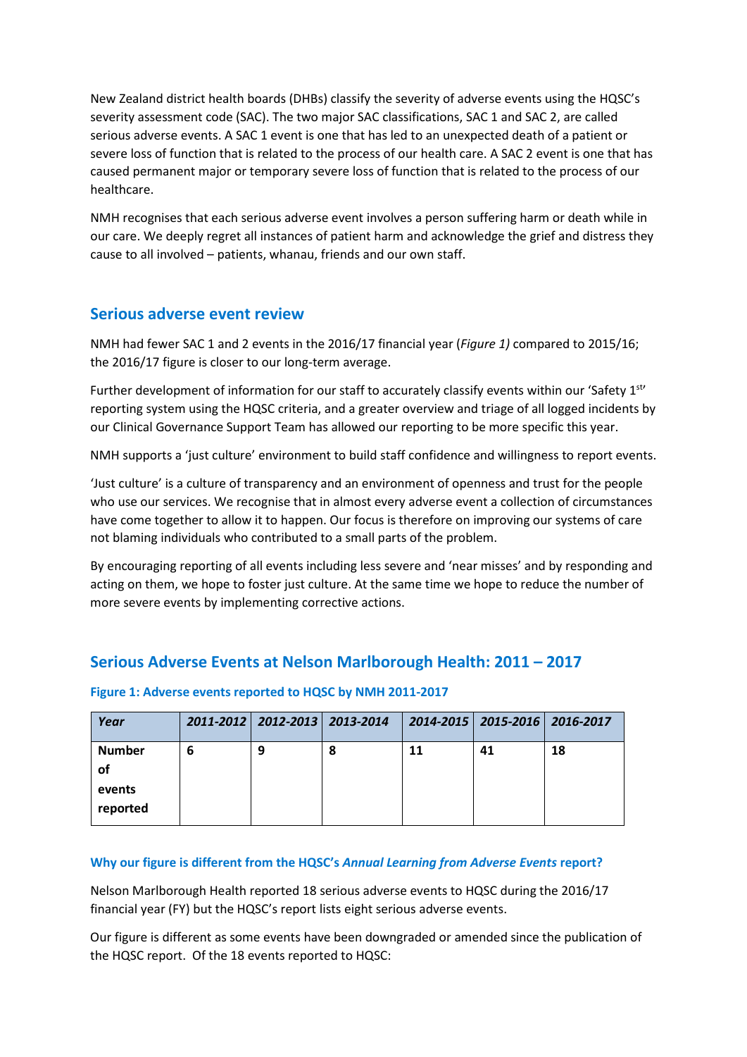New Zealand district health boards (DHBs) classify the severity of adverse events using the HQSC's severity assessment code (SAC). The two major SAC classifications, SAC 1 and SAC 2, are called serious adverse events. A SAC 1 event is one that has led to an unexpected death of a patient or severe loss of function that is related to the process of our health care. A SAC 2 event is one that has caused permanent major or temporary severe loss of function that is related to the process of our healthcare.

NMH recognises that each serious adverse event involves a person suffering harm or death while in our care. We deeply regret all instances of patient harm and acknowledge the grief and distress they cause to all involved – patients, whanau, friends and our own staff.

## Serious adverse event review

NMH had fewer SAC 1 and 2 events in the 2016/17 financial year (*Figure 1)* compared to 2015/16; the 2016/17 figure is closer to our long-term average.

Further development of information for our staff to accurately classify events within our 'Safety 1st' reporting system using the HQSC criteria, and a greater overview and triage of all logged incidents by our Clinical Governance Support Team has allowed our reporting to be more specific this year.

NMH supports a 'just culture' environment to build staff confidence and willingness to report events.

'Just culture' is a culture of transparency and an environment of openness and trust for the people who use our services. We recognise that in almost every adverse event a collection of circumstances have come together to allow it to happen. Our focus is therefore on improving our systems of care not blaming individuals who contributed to a small parts of the problem.

By encouraging reporting of all events including less severe and 'near misses' and by responding and acting on them, we hope to foster just culture. At the same time we hope to reduce the number of more severe events by implementing corrective actions.

## Serious Adverse Events at Nelson Marlborough Health: 2011 – 2017

### Figure 1: Adverse events reported to HQSC by NMH 2011-2017

| *Year* | *2011-2012* | *2012-2013* | *2013-2014* | *2014-2015* | *2015-2016* | *2016-2017* |
|---|---|---|---|---|---|---|
| **Number of events reported** | **6** | **9** | **8** | **11** | **41** | **18** |

#### Why our figure is different from the HQSC's *Annual Learning from Adverse Events* report?

Nelson Marlborough Health reported 18 serious adverse events to HQSC during the 2016/17 financial year (FY) but the HQSC's report lists eight serious adverse events.

Our figure is different as some events have been downgraded or amended since the publication of the HQSC report. Of the 18 events reported to HQSC: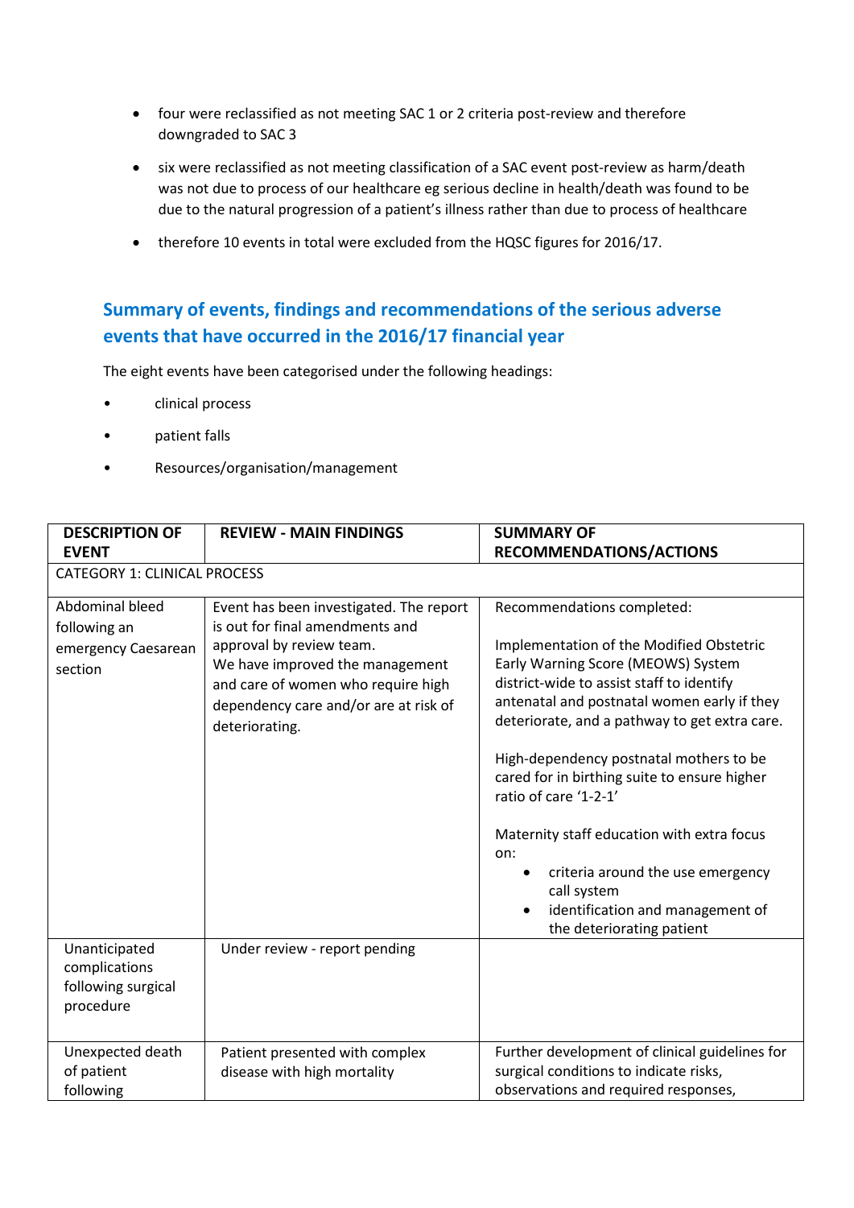- four were reclassified as not meeting SAC 1 or 2 criteria post-review and therefore downgraded to SAC 3
- six were reclassified as not meeting classification of a SAC event post-review as harm/death was not due to process of our healthcare eg serious decline in health/death was found to be due to the natural progression of a patient's illness rather than due to process of healthcare
- therefore 10 events in total were excluded from the HQSC figures for 2016/17.

## Summary of events, findings and recommendations of the serious adverse events that have occurred in the 2016/17 financial year

The eight events have been categorised under the following headings:

- clinical process
- patient falls
- Resources/organisation/management

| DESCRIPTION OF EVENT | REVIEW - MAIN FINDINGS | SUMMARY OF RECOMMENDATIONS/ACTIONS |
|---|---|---|
| CATEGORY 1: CLINICAL PROCESS | | |
| Abdominal bleed following an emergency Caesarean section | Event has been investigated. The report is out for final amendments and approval by review team.<br>We have improved the management and care of women who require high dependency care and/or are at risk of deteriorating. | Recommendations completed:<br><br>Implementation of the Modified Obstetric Early Warning Score (MEOWS) System district-wide to assist staff to identify antenatal and postnatal women early if they deteriorate, and a pathway to get extra care.<br><br>High-dependency postnatal mothers to be cared for in birthing suite to ensure higher ratio of care '1-2-1'<br><br>Maternity staff education with extra focus on:<br>• criteria around the use emergency call system<br>• identification and management of the deteriorating patient |
| Unanticipated complications following surgical procedure | Under review - report pending | |
| Unexpected death of patient following | Patient presented with complex disease with high mortality | Further development of clinical guidelines for surgical conditions to indicate risks, observations and required responses, |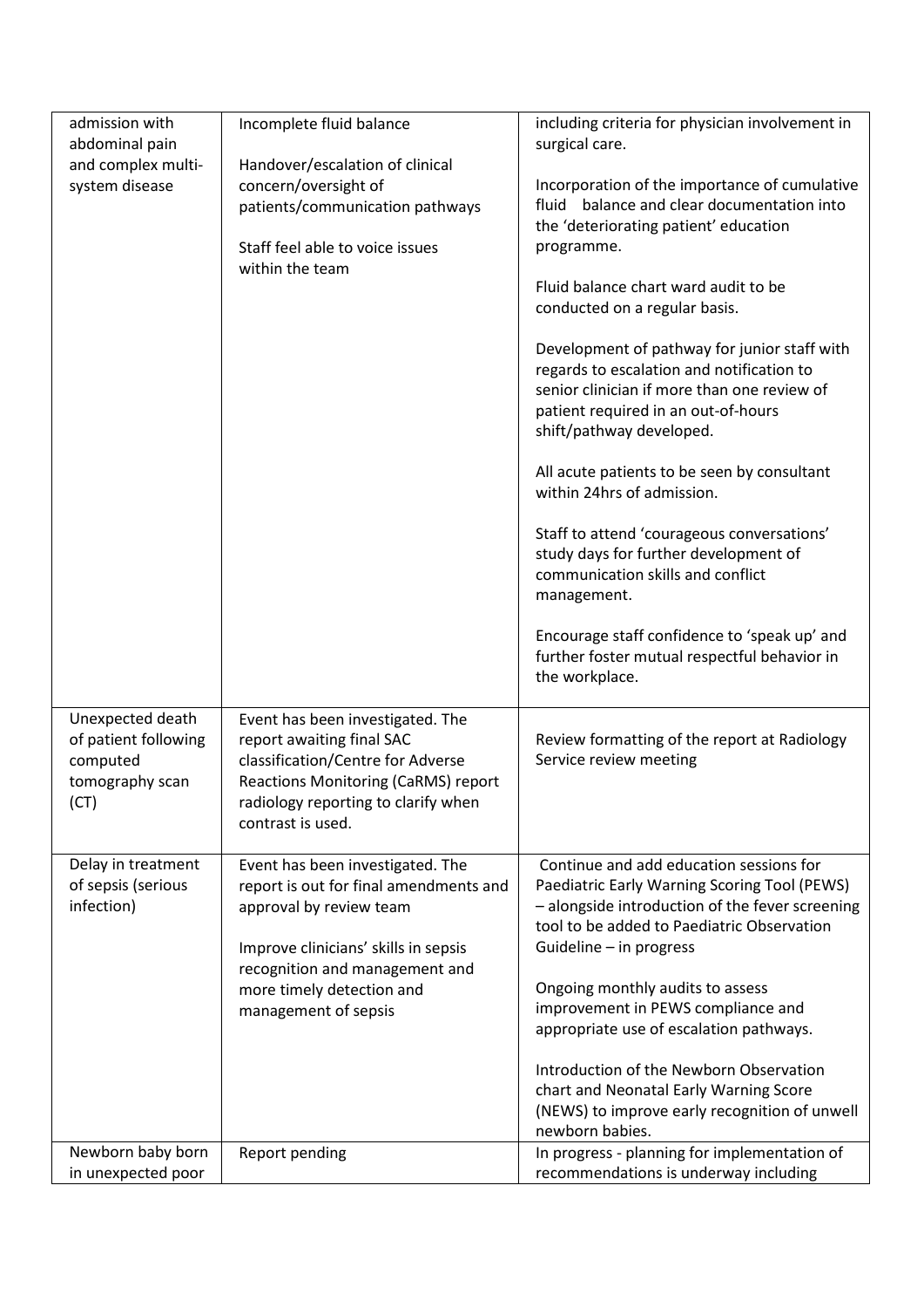| | | |
|---|---|---|
| admission with abdominal pain and complex multi-system disease | Incomplete fluid balance<br><br>Handover/escalation of clinical concern/oversight of patients/communication pathways<br><br>Staff feel able to voice issues within the team | including criteria for physician involvement in surgical care.<br><br>Incorporation of the importance of cumulative fluid balance and clear documentation into the 'deteriorating patient' education programme.<br><br>Fluid balance chart ward audit to be conducted on a regular basis.<br><br>Development of pathway for junior staff with regards to escalation and notification to senior clinician if more than one review of patient required in an out-of-hours shift/pathway developed.<br><br>All acute patients to be seen by consultant within 24hrs of admission.<br><br>Staff to attend 'courageous conversations' study days for further development of communication skills and conflict management.<br><br>Encourage staff confidence to 'speak up' and further foster mutual respectful behavior in the workplace. |
| Unexpected death of patient following computed tomography scan (CT) | Event has been investigated. The report awaiting final SAC classification/Centre for Adverse Reactions Monitoring (CaRMS) report radiology reporting to clarify when contrast is used. | Review formatting of the report at Radiology Service review meeting |
| Delay in treatment of sepsis (serious infection) | Event has been investigated. The report is out for final amendments and approval by review team<br><br>Improve clinicians' skills in sepsis recognition and management and more timely detection and management of sepsis | Continue and add education sessions for Paediatric Early Warning Scoring Tool (PEWS) – alongside introduction of the fever screening tool to be added to Paediatric Observation Guideline – in progress<br><br>Ongoing monthly audits to assess improvement in PEWS compliance and appropriate use of escalation pathways.<br><br>Introduction of the Newborn Observation chart and Neonatal Early Warning Score (NEWS) to improve early recognition of unwell newborn babies. |
| Newborn baby born in unexpected poor | Report pending | In progress - planning for implementation of recommendations is underway including |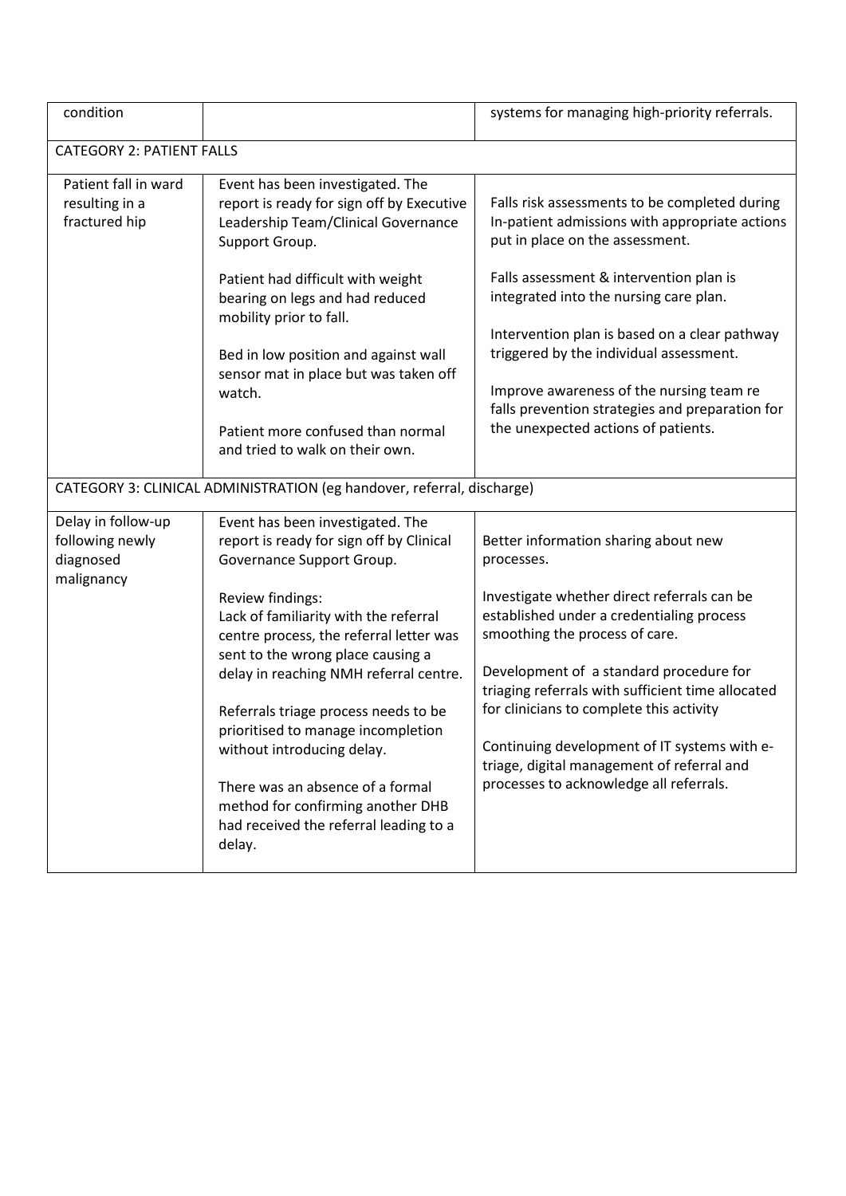| | | |
|---|---|---|
| condition | | systems for managing high-priority referrals. |
| CATEGORY 2: PATIENT FALLS | | |
| Patient fall in ward resulting in a fractured hip | Event has been investigated. The report is ready for sign off by Executive Leadership Team/Clinical Governance Support Group.<br><br>Patient had difficult with weight bearing on legs and had reduced mobility prior to fall.<br><br>Bed in low position and against wall sensor mat in place but was taken off watch.<br><br>Patient more confused than normal and tried to walk on their own. | Falls risk assessments to be completed during In-patient admissions with appropriate actions put in place on the assessment.<br><br>Falls assessment & intervention plan is integrated into the nursing care plan.<br><br>Intervention plan is based on a clear pathway triggered by the individual assessment.<br><br>Improve awareness of the nursing team re falls prevention strategies and preparation for the unexpected actions of patients. |
| CATEGORY 3: CLINICAL ADMINISTRATION (eg handover, referral, discharge) | | |
| Delay in follow-up following newly diagnosed malignancy | Event has been investigated. The report is ready for sign off by Clinical Governance Support Group.<br><br>Review findings:<br>Lack of familiarity with the referral centre process, the referral letter was sent to the wrong place causing a delay in reaching NMH referral centre.<br><br>Referrals triage process needs to be prioritised to manage incompletion without introducing delay.<br><br>There was an absence of a formal method for confirming another DHB had received the referral leading to a delay. | Better information sharing about new processes.<br><br>Investigate whether direct referrals can be established under a credentialing process smoothing the process of care.<br><br>Development of a standard procedure for triaging referrals with sufficient time allocated for clinicians to complete this activity<br><br>Continuing development of IT systems with e-triage, digital management of referral and processes to acknowledge all referrals. |